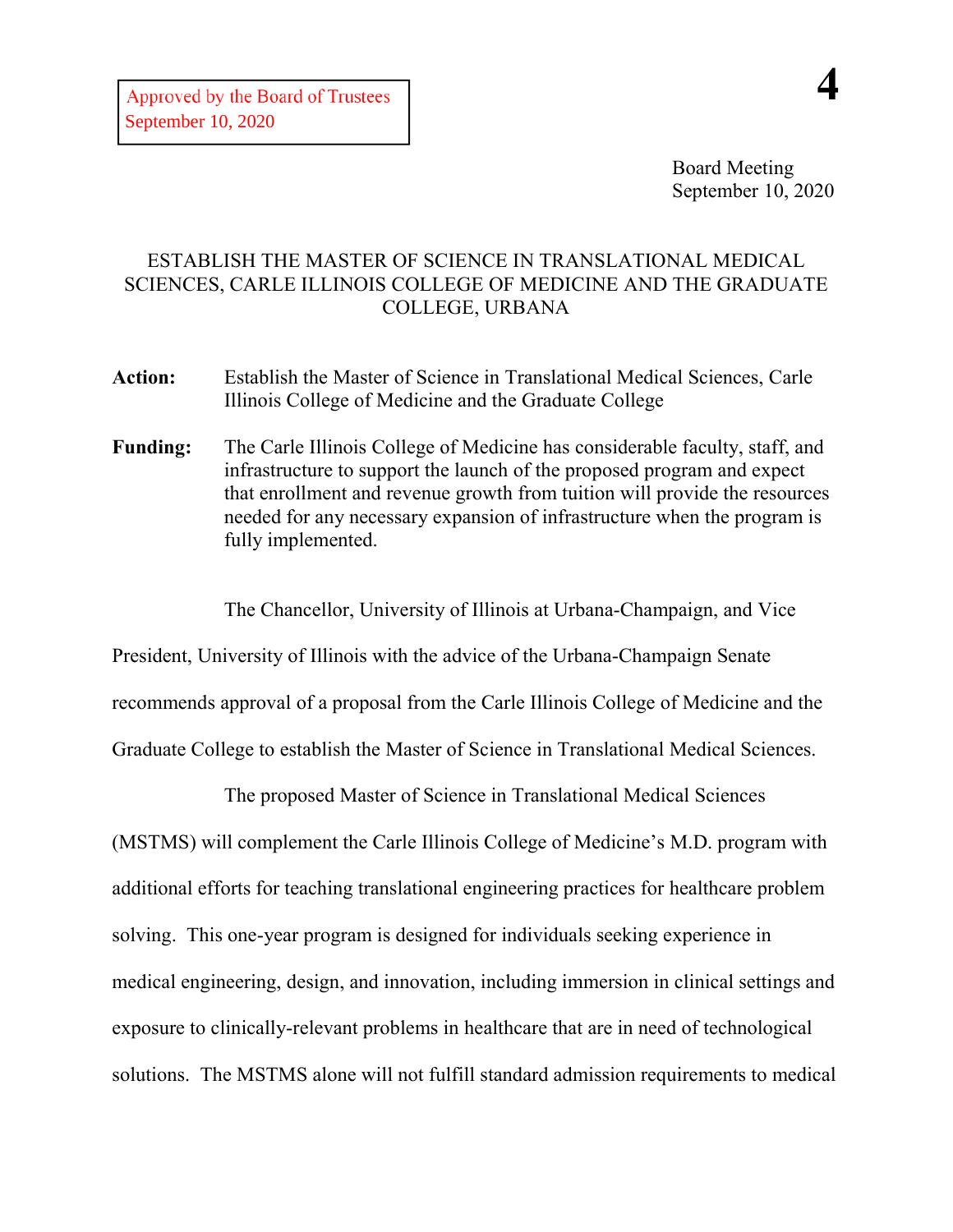Approved by the Board of Trustees
September 10, 2020

**4**

Board Meeting
September 10, 2020

ESTABLISH THE MASTER OF SCIENCE IN TRANSLATIONAL MEDICAL SCIENCES, CARLE ILLINOIS COLLEGE OF MEDICINE AND THE GRADUATE COLLEGE, URBANA

**Action:** Establish the Master of Science in Translational Medical Sciences, Carle Illinois College of Medicine and the Graduate College

**Funding:** The Carle Illinois College of Medicine has considerable faculty, staff, and infrastructure to support the launch of the proposed program and expect that enrollment and revenue growth from tuition will provide the resources needed for any necessary expansion of infrastructure when the program is fully implemented.

The Chancellor, University of Illinois at Urbana-Champaign, and Vice President, University of Illinois with the advice of the Urbana-Champaign Senate recommends approval of a proposal from the Carle Illinois College of Medicine and the Graduate College to establish the Master of Science in Translational Medical Sciences.

The proposed Master of Science in Translational Medical Sciences (MSTMS) will complement the Carle Illinois College of Medicine's M.D. program with additional efforts for teaching translational engineering practices for healthcare problem solving. This one-year program is designed for individuals seeking experience in medical engineering, design, and innovation, including immersion in clinical settings and exposure to clinically-relevant problems in healthcare that are in need of technological solutions. The MSTMS alone will not fulfill standard admission requirements to medical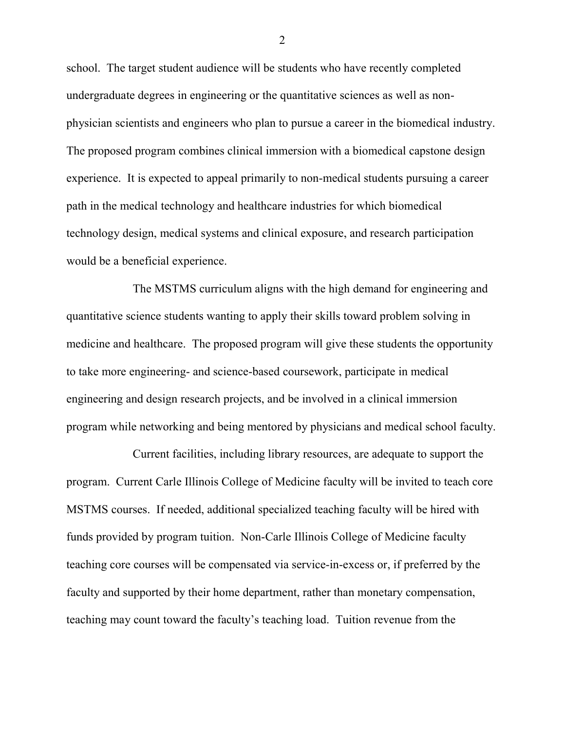school. The target student audience will be students who have recently completed undergraduate degrees in engineering or the quantitative sciences as well as non-physician scientists and engineers who plan to pursue a career in the biomedical industry. The proposed program combines clinical immersion with a biomedical capstone design experience. It is expected to appeal primarily to non-medical students pursuing a career path in the medical technology and healthcare industries for which biomedical technology design, medical systems and clinical exposure, and research participation would be a beneficial experience.

The MSTMS curriculum aligns with the high demand for engineering and quantitative science students wanting to apply their skills toward problem solving in medicine and healthcare. The proposed program will give these students the opportunity to take more engineering- and science-based coursework, participate in medical engineering and design research projects, and be involved in a clinical immersion program while networking and being mentored by physicians and medical school faculty.

Current facilities, including library resources, are adequate to support the program. Current Carle Illinois College of Medicine faculty will be invited to teach core MSTMS courses. If needed, additional specialized teaching faculty will be hired with funds provided by program tuition. Non-Carle Illinois College of Medicine faculty teaching core courses will be compensated via service-in-excess or, if preferred by the faculty and supported by their home department, rather than monetary compensation, teaching may count toward the faculty's teaching load. Tuition revenue from the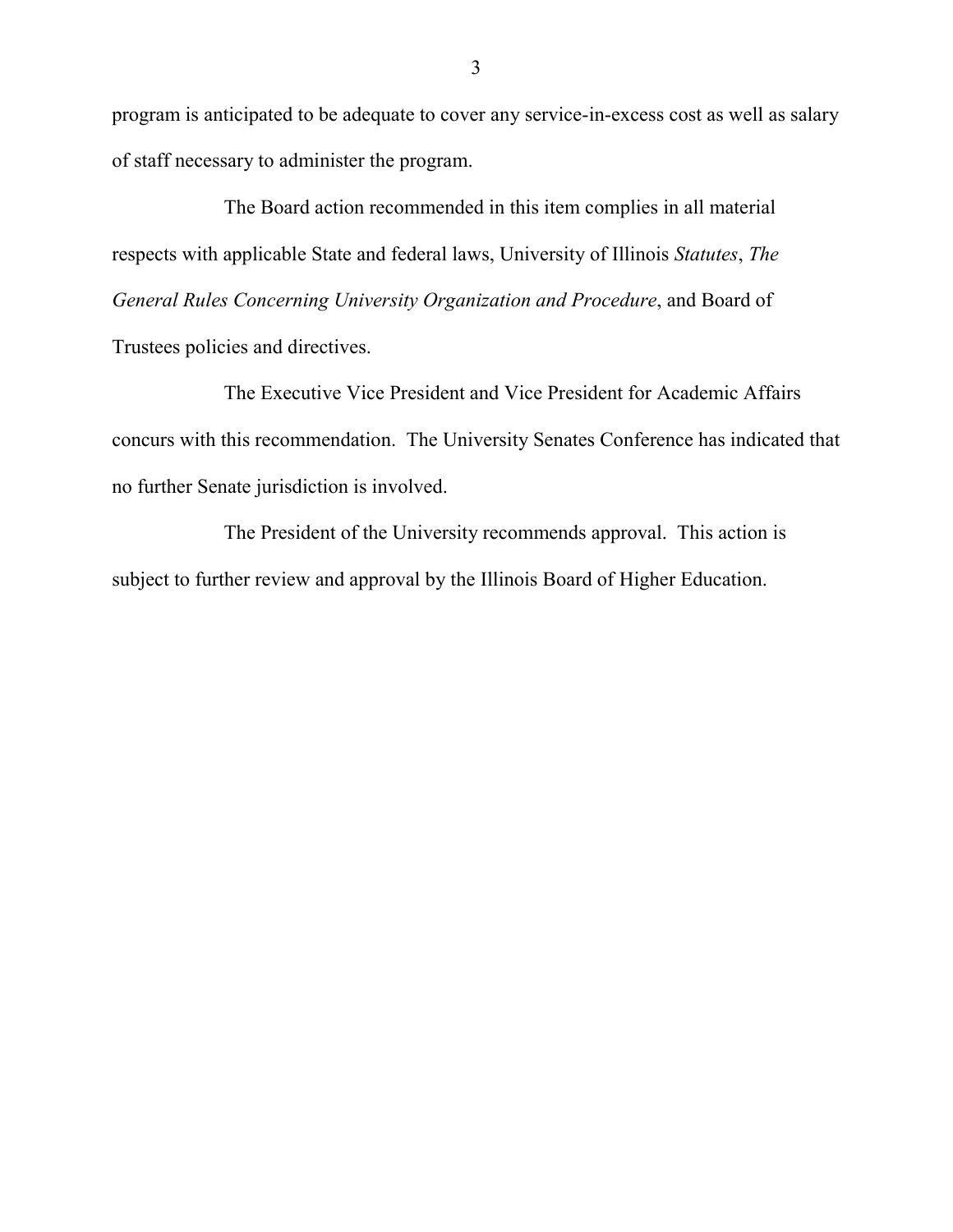program is anticipated to be adequate to cover any service-in-excess cost as well as salary of staff necessary to administer the program.

The Board action recommended in this item complies in all material respects with applicable State and federal laws, University of Illinois *Statutes*, *The General Rules Concerning University Organization and Procedure*, and Board of Trustees policies and directives.

The Executive Vice President and Vice President for Academic Affairs concurs with this recommendation. The University Senates Conference has indicated that no further Senate jurisdiction is involved.

The President of the University recommends approval. This action is subject to further review and approval by the Illinois Board of Higher Education.